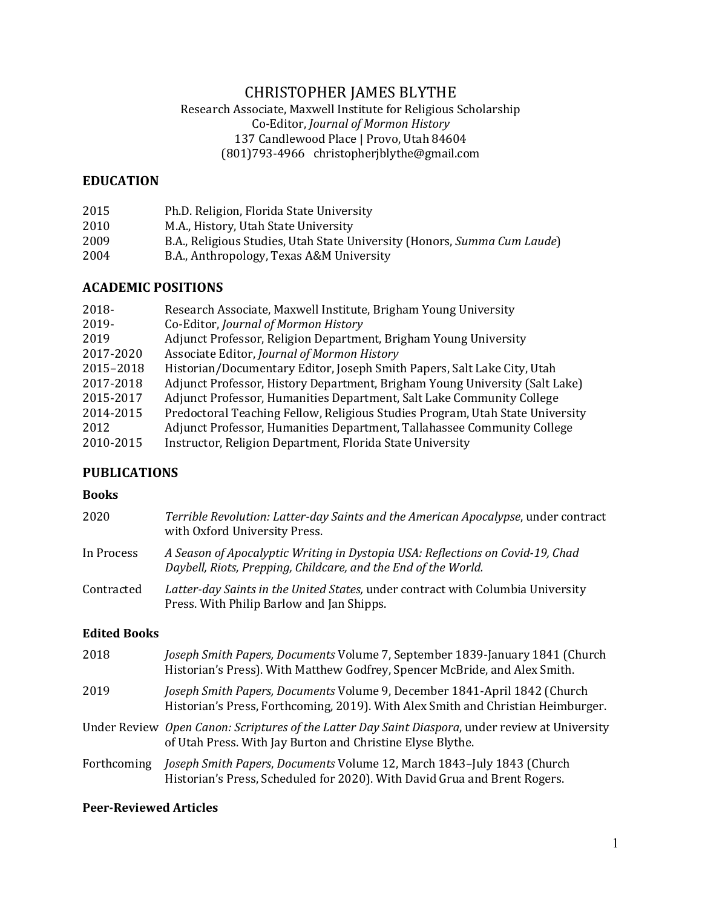# CHRISTOPHER JAMES BLYTHE

Research Associate, Maxwell Institute for Religious Scholarship
Co-Editor, *Journal of Mormon History*
137 Candlewood Place | Provo, Utah 84604
(801)793-4966 christopherjblythe@gmail.com

## EDUCATION

| | |
|---|---|
| 2015 | Ph.D. Religion, Florida State University |
| 2010 | M.A., History, Utah State University |
| 2009 | B.A., Religious Studies, Utah State University (Honors, *Summa Cum Laude*) |
| 2004 | B.A., Anthropology, Texas A&M University |

## ACADEMIC POSITIONS

| | |
|---|---|
| 2018- | Research Associate, Maxwell Institute, Brigham Young University |
| 2019- | Co-Editor, *Journal of Mormon History* |
| 2019 | Adjunct Professor, Religion Department, Brigham Young University |
| 2017-2020 | Associate Editor, *Journal of Mormon History* |
| 2015–2018 | Historian/Documentary Editor, Joseph Smith Papers, Salt Lake City, Utah |
| 2017-2018 | Adjunct Professor, History Department, Brigham Young University (Salt Lake) |
| 2015-2017 | Adjunct Professor, Humanities Department, Salt Lake Community College |
| 2014-2015 | Predoctoral Teaching Fellow, Religious Studies Program, Utah State University |
| 2012 | Adjunct Professor, Humanities Department, Tallahassee Community College |
| 2010-2015 | Instructor, Religion Department, Florida State University |

## PUBLICATIONS

### Books

| | |
|---|---|
| 2020 | *Terrible Revolution: Latter-day Saints and the American Apocalypse*, under contract with Oxford University Press. |
| In Process | *A Season of Apocalyptic Writing in Dystopia USA: Reflections on Covid-19, Chad Daybell, Riots, Prepping, Childcare, and the End of the World.* |
| Contracted | *Latter-day Saints in the United States,* under contract with Columbia University Press. With Philip Barlow and Jan Shipps. |

### Edited Books

| | |
|---|---|
| 2018 | *Joseph Smith Papers, Documents* Volume 7, September 1839-January 1841 (Church Historian's Press). With Matthew Godfrey, Spencer McBride, and Alex Smith. |
| 2019 | *Joseph Smith Papers, Documents* Volume 9, December 1841-April 1842 (Church Historian's Press, Forthcoming, 2019). With Alex Smith and Christian Heimburger. |
| Under Review | *Open Canon: Scriptures of the Latter Day Saint Diaspora*, under review at University of Utah Press. With Jay Burton and Christine Elyse Blythe. |
| Forthcoming | *Joseph Smith Papers*, *Documents* Volume 12, March 1843–July 1843 (Church Historian's Press, Scheduled for 2020). With David Grua and Brent Rogers. |

### Peer-Reviewed Articles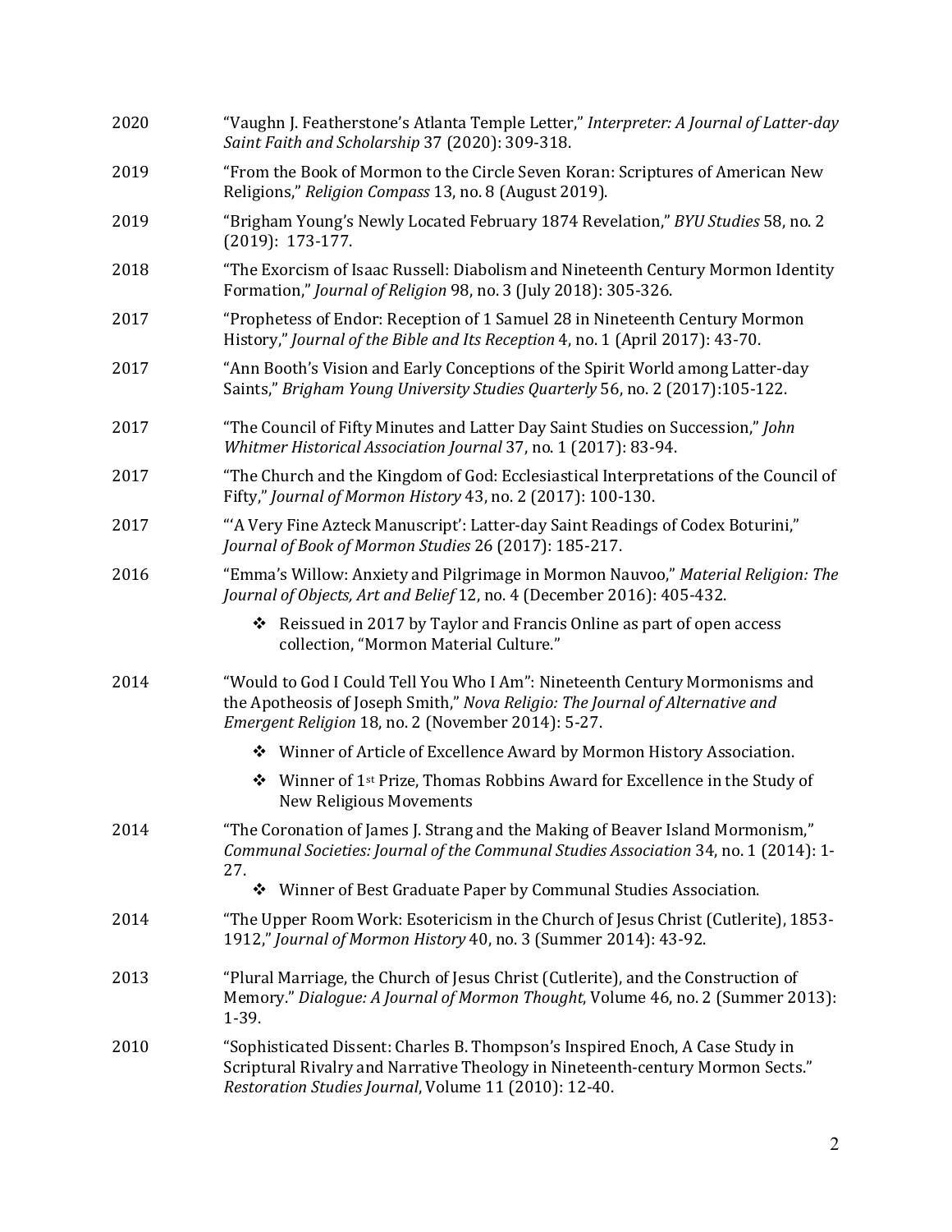2020 “Vaughn J. Featherstone’s Atlanta Temple Letter,” *Interpreter: A Journal of Latter-day Saint Faith and Scholarship* 37 (2020): 309-318.

2019 “From the Book of Mormon to the Circle Seven Koran: Scriptures of American New Religions,” *Religion Compass* 13, no. 8 (August 2019).

2019 “Brigham Young’s Newly Located February 1874 Revelation,” *BYU Studies* 58, no. 2 (2019): 173-177.

2018 “The Exorcism of Isaac Russell: Diabolism and Nineteenth Century Mormon Identity Formation,” *Journal of Religion* 98, no. 3 (July 2018): 305-326.

2017 “Prophetess of Endor: Reception of 1 Samuel 28 in Nineteenth Century Mormon History,” *Journal of the Bible and Its Reception* 4, no. 1 (April 2017): 43-70.

2017 “Ann Booth’s Vision and Early Conceptions of the Spirit World among Latter-day Saints,” *Brigham Young University Studies Quarterly* 56, no. 2 (2017):105-122.

2017 “The Council of Fifty Minutes and Latter Day Saint Studies on Succession,” *John Whitmer Historical Association Journal* 37, no. 1 (2017): 83-94.

2017 “The Church and the Kingdom of God: Ecclesiastical Interpretations of the Council of Fifty,” *Journal of Mormon History* 43, no. 2 (2017): 100-130.

2017 “‘A Very Fine Azteck Manuscript’: Latter-day Saint Readings of Codex Boturini,” *Journal of Book of Mormon Studies* 26 (2017): 185-217.

2016 “Emma’s Willow: Anxiety and Pilgrimage in Mormon Nauvoo,” *Material Religion: The Journal of Objects, Art and Belief* 12, no. 4 (December 2016): 405-432.

- ❖ Reissued in 2017 by Taylor and Francis Online as part of open access collection, “Mormon Material Culture.”

2014 “Would to God I Could Tell You Who I Am”: Nineteenth Century Mormonisms and the Apotheosis of Joseph Smith,” *Nova Religio: The Journal of Alternative and Emergent Religion* 18, no. 2 (November 2014): 5-27.

- ❖ Winner of Article of Excellence Award by Mormon History Association.
- ❖ Winner of 1st Prize, Thomas Robbins Award for Excellence in the Study of New Religious Movements

2014 “The Coronation of James J. Strang and the Making of Beaver Island Mormonism,” *Communal Societies: Journal of the Communal Studies Association* 34, no. 1 (2014): 1-27.

- ❖ Winner of Best Graduate Paper by Communal Studies Association.

2014 “The Upper Room Work: Esotericism in the Church of Jesus Christ (Cutlerite), 1853-1912,” *Journal of Mormon History* 40, no. 3 (Summer 2014): 43-92.

2013 “Plural Marriage, the Church of Jesus Christ (Cutlerite), and the Construction of Memory.” *Dialogue: A Journal of Mormon Thought*, Volume 46, no. 2 (Summer 2013): 1-39.

2010 “Sophisticated Dissent: Charles B. Thompson’s Inspired Enoch, A Case Study in Scriptural Rivalry and Narrative Theology in Nineteenth-century Mormon Sects.” *Restoration Studies Journal*, Volume 11 (2010): 12-40.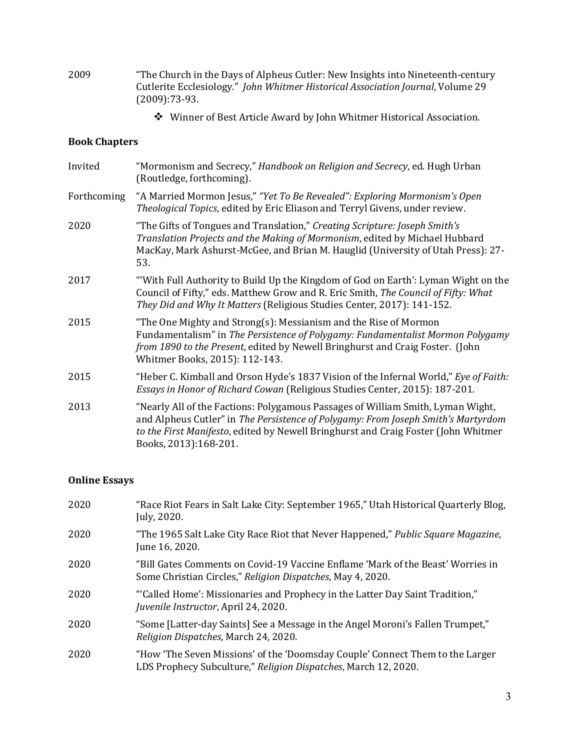2009 "The Church in the Days of Alpheus Cutler: New Insights into Nineteenth-century Cutlerite Ecclesiology." *John Whitmer Historical Association Journal*, Volume 29 (2009):73-93.

- Winner of Best Article Award by John Whitmer Historical Association.

**Book Chapters**

Invited "Mormonism and Secrecy," *Handbook on Religion and Secrecy*, ed. Hugh Urban (Routledge, forthcoming).

Forthcoming "A Married Mormon Jesus," *"Yet To Be Revealed": Exploring Mormonism's Open Theological Topics*, edited by Eric Eliason and Terryl Givens, under review.

2020 "The Gifts of Tongues and Translation," *Creating Scripture: Joseph Smith's Translation Projects and the Making of Mormonism*, edited by Michael Hubbard MacKay, Mark Ashurst-McGee, and Brian M. Hauglid (University of Utah Press): 27-53.

2017 "'With Full Authority to Build Up the Kingdom of God on Earth': Lyman Wight on the Council of Fifty," eds. Matthew Grow and R. Eric Smith, *The Council of Fifty: What They Did and Why It Matters* (Religious Studies Center, 2017): 141-152.

2015 "The One Mighty and Strong(s): Messianism and the Rise of Mormon Fundamentalism" in *The Persistence of Polygamy: Fundamentalist Mormon Polygamy from 1890 to the Present*, edited by Newell Bringhurst and Craig Foster. (John Whitmer Books, 2015): 112-143.

2015 "Heber C. Kimball and Orson Hyde's 1837 Vision of the Infernal World," *Eye of Faith: Essays in Honor of Richard Cowan* (Religious Studies Center, 2015): 187-201.

2013 "Nearly All of the Factions: Polygamous Passages of William Smith, Lyman Wight, and Alpheus Cutler" in *The Persistence of Polygamy: From Joseph Smith's Martyrdom to the First Manifesto*, edited by Newell Bringhurst and Craig Foster (John Whitmer Books, 2013):168-201.

**Online Essays**

2020 "Race Riot Fears in Salt Lake City: September 1965," Utah Historical Quarterly Blog, July, 2020.

2020 "The 1965 Salt Lake City Race Riot that Never Happened," *Public Square Magazine*, June 16, 2020.

2020 "Bill Gates Comments on Covid-19 Vaccine Enflame 'Mark of the Beast' Worries in Some Christian Circles," *Religion Dispatches*, May 4, 2020.

2020 "'Called Home': Missionaries and Prophecy in the Latter Day Saint Tradition," *Juvenile Instructor*, April 24, 2020.

2020 "Some [Latter-day Saints] See a Message in the Angel Moroni's Fallen Trumpet," *Religion Dispatches*, March 24, 2020.

2020 "How 'The Seven Missions' of the 'Doomsday Couple' Connect Them to the Larger LDS Prophecy Subculture," *Religion Dispatches*, March 12, 2020.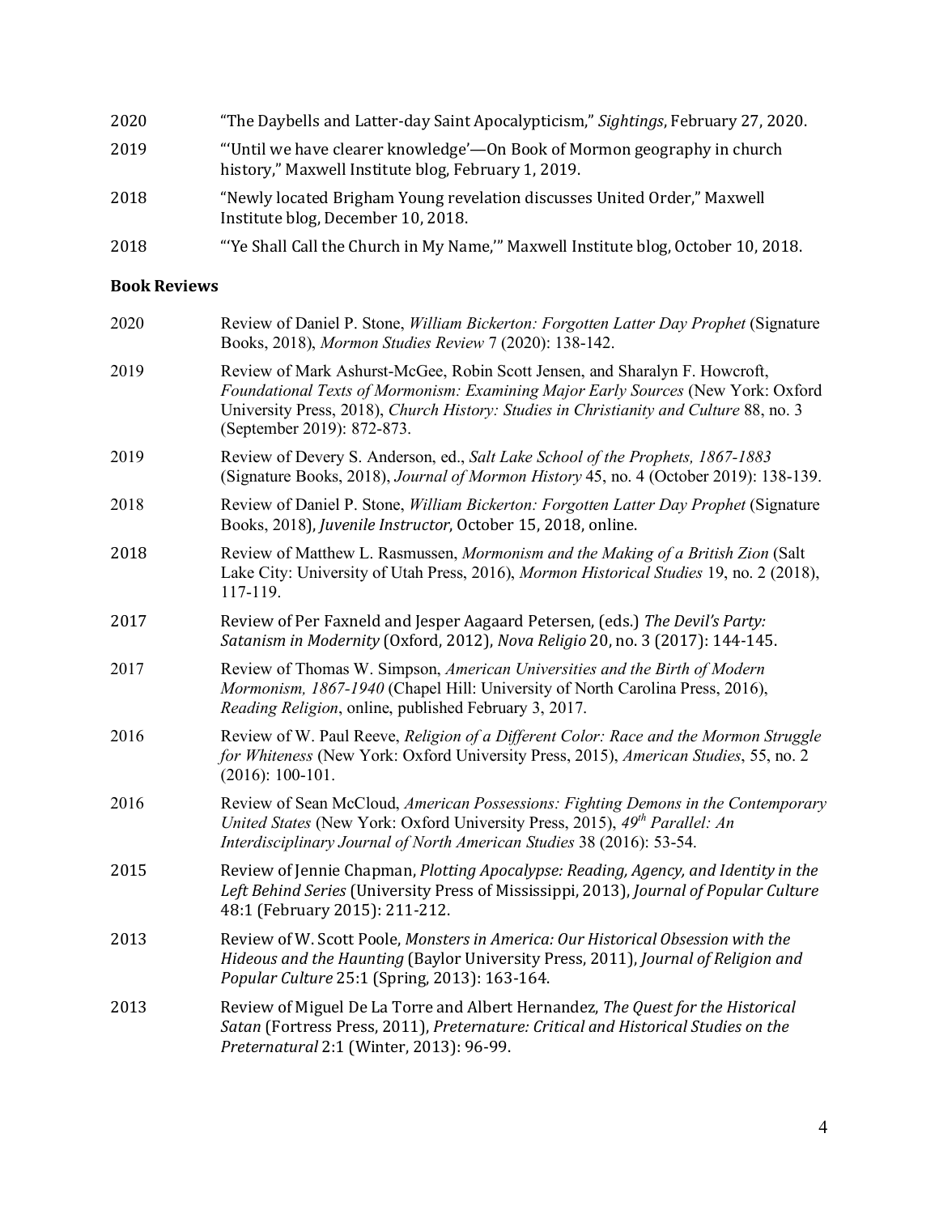2020 “The Daybells and Latter-day Saint Apocalypticism,” *Sightings*, February 27, 2020.

2019 “‘Until we have clearer knowledge’—On Book of Mormon geography in church history,” Maxwell Institute blog, February 1, 2019.

2018 “Newly located Brigham Young revelation discusses United Order,” Maxwell Institute blog, December 10, 2018.

2018 “‘Ye Shall Call the Church in My Name,’” Maxwell Institute blog, October 10, 2018.

**Book Reviews**

2020 Review of Daniel P. Stone, *William Bickerton: Forgotten Latter Day Prophet* (Signature Books, 2018), *Mormon Studies Review* 7 (2020): 138-142.

2019 Review of Mark Ashurst-McGee, Robin Scott Jensen, and Sharalyn F. Howcroft, *Foundational Texts of Mormonism: Examining Major Early Sources* (New York: Oxford University Press, 2018), *Church History: Studies in Christianity and Culture* 88, no. 3 (September 2019): 872-873.

2019 Review of Devery S. Anderson, ed., *Salt Lake School of the Prophets, 1867-1883* (Signature Books, 2018), *Journal of Mormon History* 45, no. 4 (October 2019): 138-139.

2018 Review of Daniel P. Stone, *William Bickerton: Forgotten Latter Day Prophet* (Signature Books, 2018), *Juvenile Instructor*, October 15, 2018, online.

2018 Review of Matthew L. Rasmussen, *Mormonism and the Making of a British Zion* (Salt Lake City: University of Utah Press, 2016), *Mormon Historical Studies* 19, no. 2 (2018), 117-119.

2017 Review of Per Faxneld and Jesper Aagaard Petersen, (eds.) *The Devil’s Party: Satanism in Modernity* (Oxford, 2012), *Nova Religio* 20, no. 3 (2017): 144-145.

2017 Review of Thomas W. Simpson, *American Universities and the Birth of Modern Mormonism, 1867-1940* (Chapel Hill: University of North Carolina Press, 2016), *Reading Religion*, online, published February 3, 2017.

2016 Review of W. Paul Reeve, *Religion of a Different Color: Race and the Mormon Struggle for Whiteness* (New York: Oxford University Press, 2015), *American Studies*, 55, no. 2 (2016): 100-101.

2016 Review of Sean McCloud, *American Possessions: Fighting Demons in the Contemporary United States* (New York: Oxford University Press, 2015), *49th Parallel: An Interdisciplinary Journal of North American Studies* 38 (2016): 53-54.

2015 Review of Jennie Chapman, *Plotting Apocalypse: Reading, Agency, and Identity in the Left Behind Series* (University Press of Mississippi, 2013), *Journal of Popular Culture* 48:1 (February 2015): 211-212.

2013 Review of W. Scott Poole, *Monsters in America: Our Historical Obsession with the Hideous and the Haunting* (Baylor University Press, 2011), *Journal of Religion and Popular Culture* 25:1 (Spring, 2013): 163-164.

2013 Review of Miguel De La Torre and Albert Hernandez, *The Quest for the Historical Satan* (Fortress Press, 2011), *Preternature: Critical and Historical Studies on the Preternatural* 2:1 (Winter, 2013): 96-99.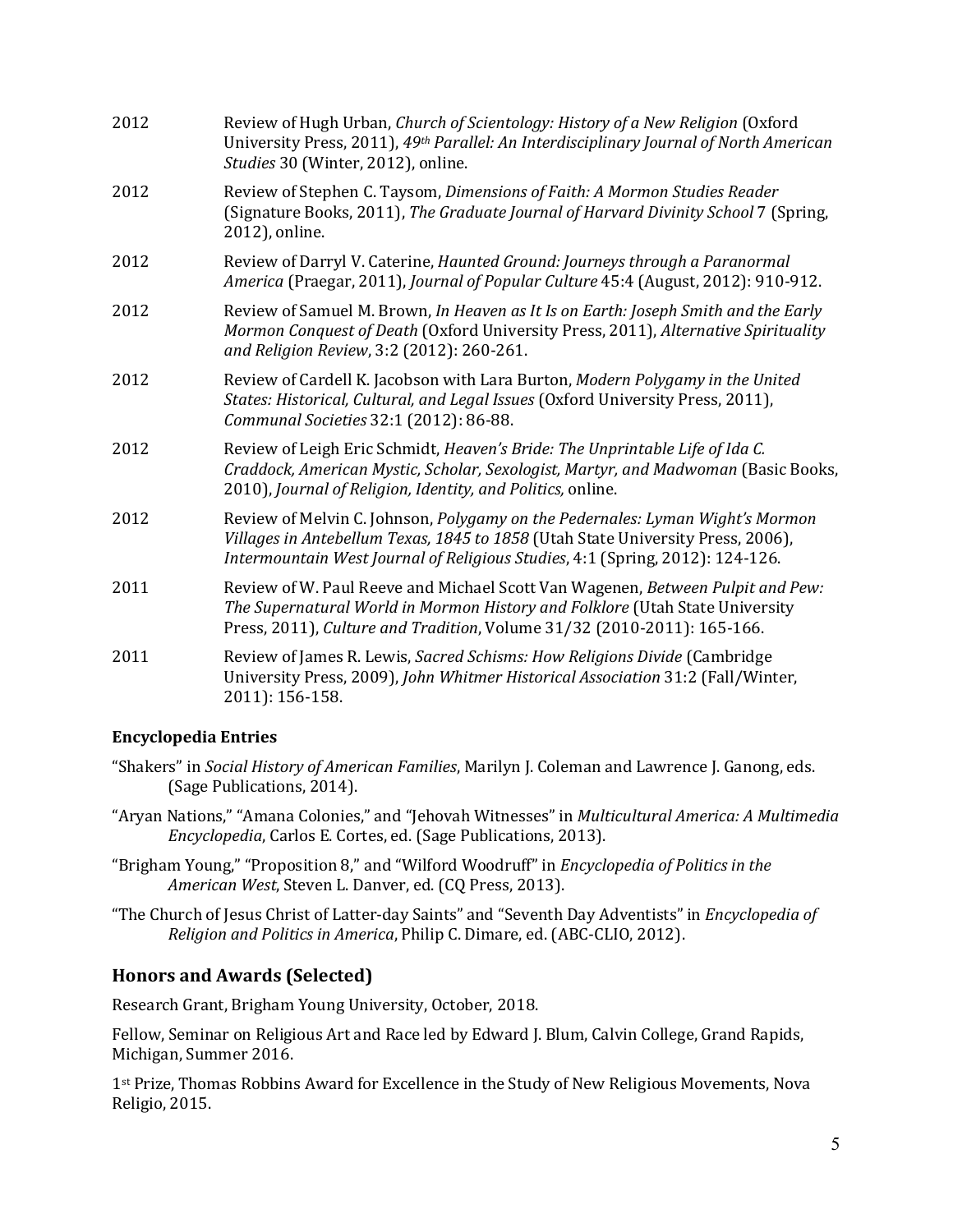2012 Review of Hugh Urban, *Church of Scientology: History of a New Religion* (Oxford University Press, 2011), *49th Parallel: An Interdisciplinary Journal of North American Studies* 30 (Winter, 2012), online.

2012 Review of Stephen C. Taysom, *Dimensions of Faith: A Mormon Studies Reader* (Signature Books, 2011), *The Graduate Journal of Harvard Divinity School* 7 (Spring, 2012), online.

2012 Review of Darryl V. Caterine, *Haunted Ground: Journeys through a Paranormal America* (Praegar, 2011), *Journal of Popular Culture* 45:4 (August, 2012): 910-912.

2012 Review of Samuel M. Brown, *In Heaven as It Is on Earth: Joseph Smith and the Early Mormon Conquest of Death* (Oxford University Press, 2011), *Alternative Spirituality and Religion Review*, 3:2 (2012): 260-261.

2012 Review of Cardell K. Jacobson with Lara Burton, *Modern Polygamy in the United States: Historical, Cultural, and Legal Issues* (Oxford University Press, 2011), *Communal Societies* 32:1 (2012): 86-88.

2012 Review of Leigh Eric Schmidt, *Heaven's Bride: The Unprintable Life of Ida C. Craddock, American Mystic, Scholar, Sexologist, Martyr, and Madwoman* (Basic Books, 2010), *Journal of Religion, Identity, and Politics,* online.

2012 Review of Melvin C. Johnson, *Polygamy on the Pedernales: Lyman Wight's Mormon Villages in Antebellum Texas, 1845 to 1858* (Utah State University Press, 2006), *Intermountain West Journal of Religious Studies*, 4:1 (Spring, 2012): 124-126.

2011 Review of W. Paul Reeve and Michael Scott Van Wagenen, *Between Pulpit and Pew: The Supernatural World in Mormon History and Folklore* (Utah State University Press, 2011), *Culture and Tradition*, Volume 31/32 (2010-2011): 165-166.

2011 Review of James R. Lewis, *Sacred Schisms: How Religions Divide* (Cambridge University Press, 2009), *John Whitmer Historical Association* 31:2 (Fall/Winter, 2011): 156-158.

**Encyclopedia Entries**

"Shakers" in *Social History of American Families*, Marilyn J. Coleman and Lawrence J. Ganong, eds. (Sage Publications, 2014).

"Aryan Nations," "Amana Colonies," and "Jehovah Witnesses" in *Multicultural America: A Multimedia Encyclopedia*, Carlos E. Cortes, ed. (Sage Publications, 2013).

"Brigham Young," "Proposition 8," and "Wilford Woodruff" in *Encyclopedia of Politics in the American West*, Steven L. Danver, ed. (CQ Press, 2013).

"The Church of Jesus Christ of Latter-day Saints" and "Seventh Day Adventists" in *Encyclopedia of Religion and Politics in America*, Philip C. Dimare, ed. (ABC-CLIO, 2012).

## Honors and Awards (Selected)

Research Grant, Brigham Young University, October, 2018.

Fellow, Seminar on Religious Art and Race led by Edward J. Blum, Calvin College, Grand Rapids, Michigan, Summer 2016.

1st Prize, Thomas Robbins Award for Excellence in the Study of New Religious Movements, Nova Religio, 2015.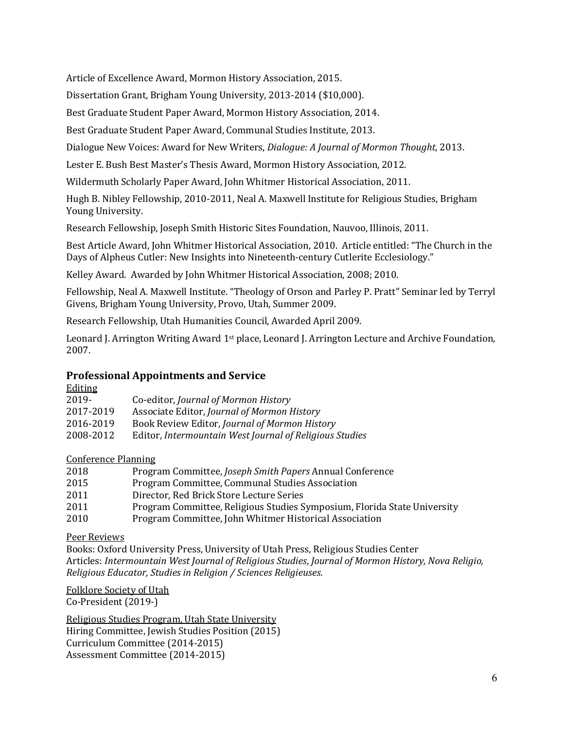Article of Excellence Award, Mormon History Association, 2015.

Dissertation Grant, Brigham Young University, 2013-2014 ($10,000).

Best Graduate Student Paper Award, Mormon History Association, 2014.

Best Graduate Student Paper Award, Communal Studies Institute, 2013.

Dialogue New Voices: Award for New Writers, *Dialogue: A Journal of Mormon Thought*, 2013.

Lester E. Bush Best Master's Thesis Award, Mormon History Association, 2012.

Wildermuth Scholarly Paper Award, John Whitmer Historical Association, 2011.

Hugh B. Nibley Fellowship, 2010-2011, Neal A. Maxwell Institute for Religious Studies, Brigham Young University.

Research Fellowship, Joseph Smith Historic Sites Foundation, Nauvoo, Illinois, 2011.

Best Article Award, John Whitmer Historical Association, 2010. Article entitled: "The Church in the Days of Alpheus Cutler: New Insights into Nineteenth-century Cutlerite Ecclesiology."

Kelley Award. Awarded by John Whitmer Historical Association, 2008; 2010.

Fellowship, Neal A. Maxwell Institute. "Theology of Orson and Parley P. Pratt" Seminar led by Terryl Givens, Brigham Young University, Provo, Utah, Summer 2009.

Research Fellowship, Utah Humanities Council, Awarded April 2009.

Leonard J. Arrington Writing Award 1st place, Leonard J. Arrington Lecture and Archive Foundation, 2007.

## Professional Appointments and Service

<u>Editing</u>

2019- Co-editor, *Journal of Mormon History*
2017-2019 Associate Editor, *Journal of Mormon History*
2016-2019 Book Review Editor, *Journal of Mormon History*
2008-2012 Editor, *Intermountain West Journal of Religious Studies*

<u>Conference Planning</u>

2018 Program Committee, *Joseph Smith Papers* Annual Conference
2015 Program Committee, Communal Studies Association
2011 Director, Red Brick Store Lecture Series
2011 Program Committee, Religious Studies Symposium, Florida State University
2010 Program Committee, John Whitmer Historical Association

<u>Peer Reviews</u>

Books: Oxford University Press, University of Utah Press, Religious Studies Center
Articles: *Intermountain West Journal of Religious Studies, Journal of Mormon History, Nova Religio, Religious Educator, Studies in Religion / Sciences Religieuses.*

<u>Folklore Society of Utah</u>

Co-President (2019-)

<u>Religious Studies Program, Utah State University</u>

Hiring Committee, Jewish Studies Position (2015)
Curriculum Committee (2014-2015)
Assessment Committee (2014-2015)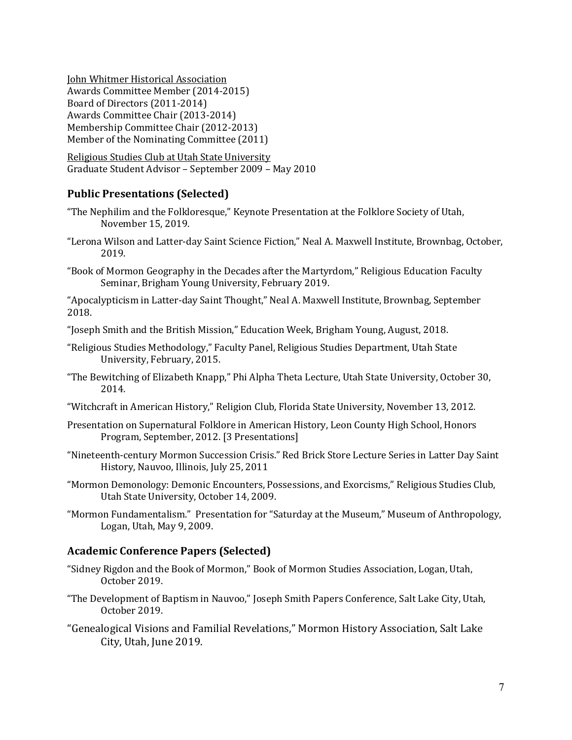<u>John Whitmer Historical Association</u>
Awards Committee Member (2014-2015)
Board of Directors (2011-2014)
Awards Committee Chair (2013-2014)
Membership Committee Chair (2012-2013)
Member of the Nominating Committee (2011)

<u>Religious Studies Club at Utah State University</u>
Graduate Student Advisor – September 2009 – May 2010

## Public Presentations (Selected)

"The Nephilim and the Folkloresque," Keynote Presentation at the Folklore Society of Utah, November 15, 2019.

"Lerona Wilson and Latter-day Saint Science Fiction," Neal A. Maxwell Institute, Brownbag, October, 2019.

"Book of Mormon Geography in the Decades after the Martyrdom," Religious Education Faculty Seminar, Brigham Young University, February 2019.

"Apocalypticism in Latter-day Saint Thought," Neal A. Maxwell Institute, Brownbag, September 2018.

"Joseph Smith and the British Mission," Education Week, Brigham Young, August, 2018.

"Religious Studies Methodology," Faculty Panel, Religious Studies Department, Utah State University, February, 2015.

"The Bewitching of Elizabeth Knapp," Phi Alpha Theta Lecture, Utah State University, October 30, 2014.

"Witchcraft in American History," Religion Club, Florida State University, November 13, 2012.

Presentation on Supernatural Folklore in American History, Leon County High School, Honors Program, September, 2012. [3 Presentations]

"Nineteenth-century Mormon Succession Crisis." Red Brick Store Lecture Series in Latter Day Saint History, Nauvoo, Illinois, July 25, 2011

"Mormon Demonology: Demonic Encounters, Possessions, and Exorcisms," Religious Studies Club, Utah State University, October 14, 2009.

"Mormon Fundamentalism." Presentation for "Saturday at the Museum," Museum of Anthropology, Logan, Utah, May 9, 2009.

## Academic Conference Papers (Selected)

"Sidney Rigdon and the Book of Mormon," Book of Mormon Studies Association, Logan, Utah, October 2019.

"The Development of Baptism in Nauvoo," Joseph Smith Papers Conference, Salt Lake City, Utah, October 2019.

"Genealogical Visions and Familial Revelations," Mormon History Association, Salt Lake City, Utah, June 2019.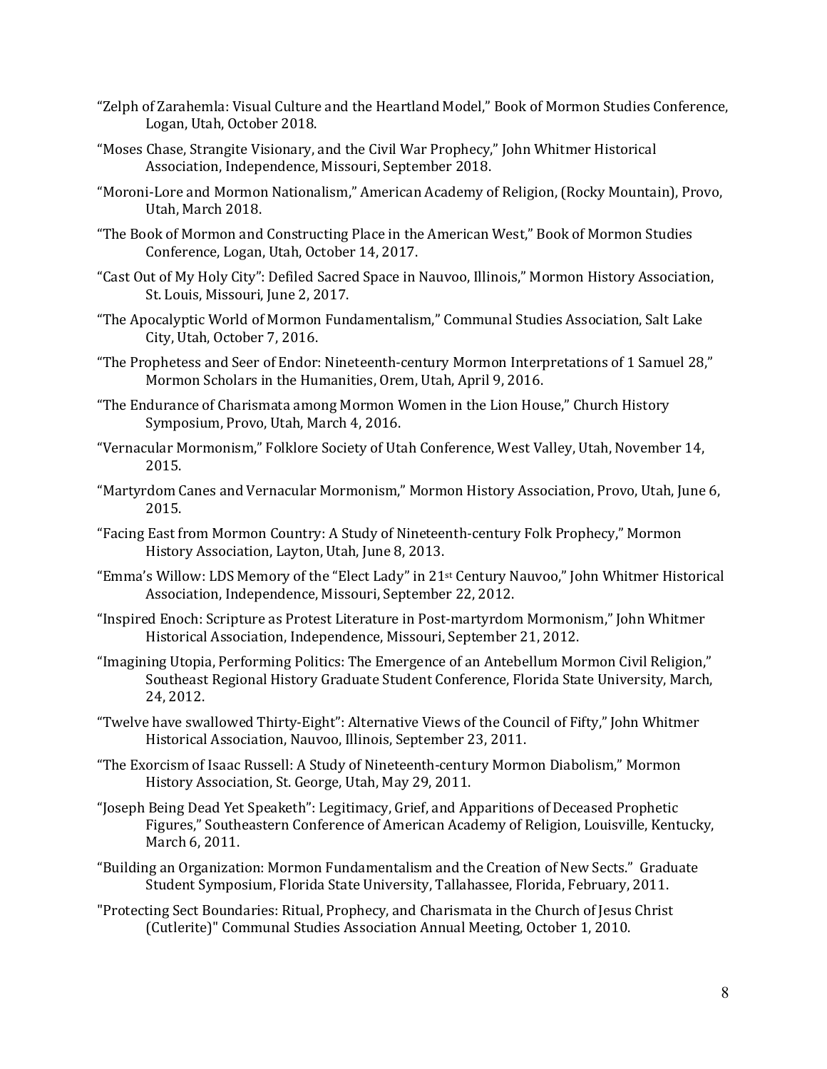"Zelph of Zarahemla: Visual Culture and the Heartland Model," Book of Mormon Studies Conference, Logan, Utah, October 2018.

"Moses Chase, Strangite Visionary, and the Civil War Prophecy," John Whitmer Historical Association, Independence, Missouri, September 2018.

"Moroni-Lore and Mormon Nationalism," American Academy of Religion, (Rocky Mountain), Provo, Utah, March 2018.

"The Book of Mormon and Constructing Place in the American West," Book of Mormon Studies Conference, Logan, Utah, October 14, 2017.

"Cast Out of My Holy City": Defiled Sacred Space in Nauvoo, Illinois," Mormon History Association, St. Louis, Missouri, June 2, 2017.

"The Apocalyptic World of Mormon Fundamentalism," Communal Studies Association, Salt Lake City, Utah, October 7, 2016.

"The Prophetess and Seer of Endor: Nineteenth-century Mormon Interpretations of 1 Samuel 28," Mormon Scholars in the Humanities, Orem, Utah, April 9, 2016.

"The Endurance of Charismata among Mormon Women in the Lion House," Church History Symposium, Provo, Utah, March 4, 2016.

"Vernacular Mormonism," Folklore Society of Utah Conference, West Valley, Utah, November 14, 2015.

"Martyrdom Canes and Vernacular Mormonism," Mormon History Association, Provo, Utah, June 6, 2015.

"Facing East from Mormon Country: A Study of Nineteenth-century Folk Prophecy," Mormon History Association, Layton, Utah, June 8, 2013.

"Emma's Willow: LDS Memory of the "Elect Lady" in 21st Century Nauvoo," John Whitmer Historical Association, Independence, Missouri, September 22, 2012.

"Inspired Enoch: Scripture as Protest Literature in Post-martyrdom Mormonism," John Whitmer Historical Association, Independence, Missouri, September 21, 2012.

"Imagining Utopia, Performing Politics: The Emergence of an Antebellum Mormon Civil Religion," Southeast Regional History Graduate Student Conference, Florida State University, March, 24, 2012.

"Twelve have swallowed Thirty-Eight": Alternative Views of the Council of Fifty," John Whitmer Historical Association, Nauvoo, Illinois, September 23, 2011.

"The Exorcism of Isaac Russell: A Study of Nineteenth-century Mormon Diabolism," Mormon History Association, St. George, Utah, May 29, 2011.

"Joseph Being Dead Yet Speaketh": Legitimacy, Grief, and Apparitions of Deceased Prophetic Figures," Southeastern Conference of American Academy of Religion, Louisville, Kentucky, March 6, 2011.

"Building an Organization: Mormon Fundamentalism and the Creation of New Sects." Graduate Student Symposium, Florida State University, Tallahassee, Florida, February, 2011.

"Protecting Sect Boundaries: Ritual, Prophecy, and Charismata in the Church of Jesus Christ (Cutlerite)" Communal Studies Association Annual Meeting, October 1, 2010.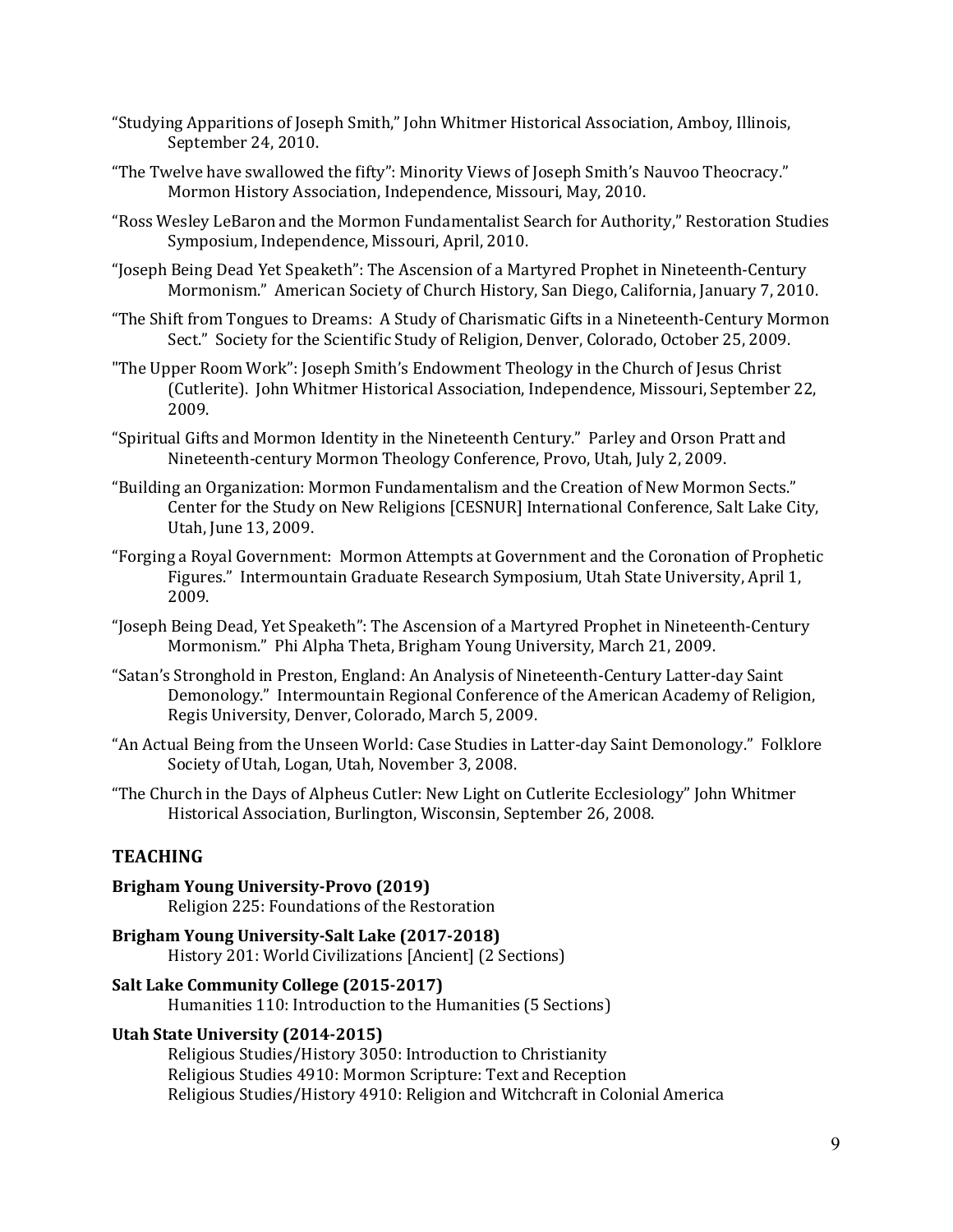"Studying Apparitions of Joseph Smith," John Whitmer Historical Association, Amboy, Illinois, September 24, 2010.

"The Twelve have swallowed the fifty": Minority Views of Joseph Smith's Nauvoo Theocracy." Mormon History Association, Independence, Missouri, May, 2010.

"Ross Wesley LeBaron and the Mormon Fundamentalist Search for Authority," Restoration Studies Symposium, Independence, Missouri, April, 2010.

"Joseph Being Dead Yet Speaketh": The Ascension of a Martyred Prophet in Nineteenth-Century Mormonism." American Society of Church History, San Diego, California, January 7, 2010.

"The Shift from Tongues to Dreams: A Study of Charismatic Gifts in a Nineteenth-Century Mormon Sect." Society for the Scientific Study of Religion, Denver, Colorado, October 25, 2009.

"The Upper Room Work": Joseph Smith's Endowment Theology in the Church of Jesus Christ (Cutlerite). John Whitmer Historical Association, Independence, Missouri, September 22, 2009.

"Spiritual Gifts and Mormon Identity in the Nineteenth Century." Parley and Orson Pratt and Nineteenth-century Mormon Theology Conference, Provo, Utah, July 2, 2009.

"Building an Organization: Mormon Fundamentalism and the Creation of New Mormon Sects." Center for the Study on New Religions [CESNUR] International Conference, Salt Lake City, Utah, June 13, 2009.

"Forging a Royal Government: Mormon Attempts at Government and the Coronation of Prophetic Figures." Intermountain Graduate Research Symposium, Utah State University, April 1, 2009.

"Joseph Being Dead, Yet Speaketh": The Ascension of a Martyred Prophet in Nineteenth-Century Mormonism." Phi Alpha Theta, Brigham Young University, March 21, 2009.

"Satan's Stronghold in Preston, England: An Analysis of Nineteenth-Century Latter-day Saint Demonology." Intermountain Regional Conference of the American Academy of Religion, Regis University, Denver, Colorado, March 5, 2009.

"An Actual Being from the Unseen World: Case Studies in Latter-day Saint Demonology." Folklore Society of Utah, Logan, Utah, November 3, 2008.

"The Church in the Days of Alpheus Cutler: New Light on Cutlerite Ecclesiology" John Whitmer Historical Association, Burlington, Wisconsin, September 26, 2008.

## TEACHING

**Brigham Young University-Provo (2019)**
Religion 225: Foundations of the Restoration

**Brigham Young University-Salt Lake (2017-2018)**
History 201: World Civilizations [Ancient] (2 Sections)

**Salt Lake Community College (2015-2017)**
Humanities 110: Introduction to the Humanities (5 Sections)

**Utah State University (2014-2015)**
Religious Studies/History 3050: Introduction to Christianity
Religious Studies 4910: Mormon Scripture: Text and Reception
Religious Studies/History 4910: Religion and Witchcraft in Colonial America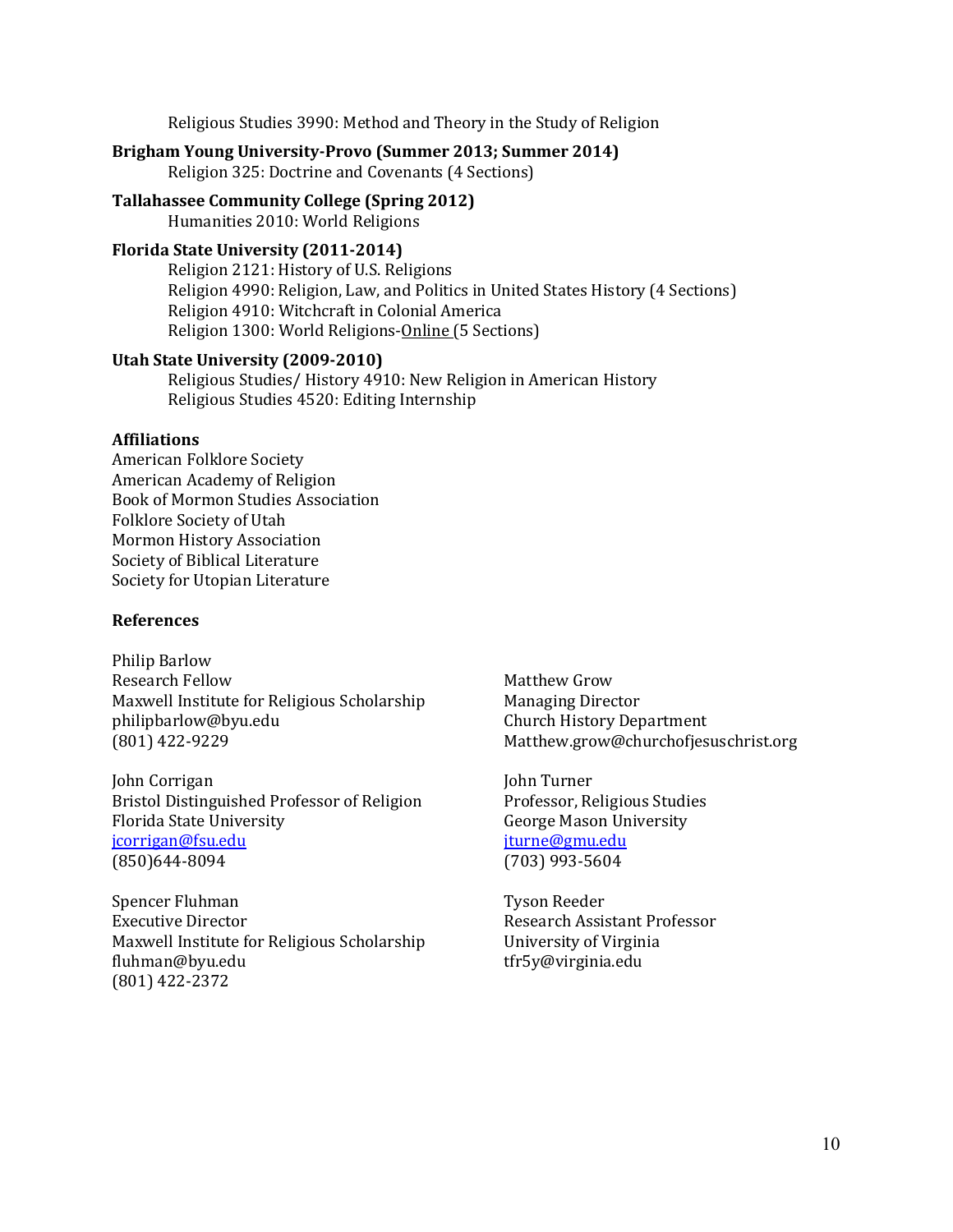Religious Studies 3990: Method and Theory in the Study of Religion

**Brigham Young University-Provo (Summer 2013; Summer 2014)**
Religion 325: Doctrine and Covenants (4 Sections)

**Tallahassee Community College (Spring 2012)**
Humanities 2010: World Religions

**Florida State University (2011-2014)**
Religion 2121: History of U.S. Religions
Religion 4990: Religion, Law, and Politics in United States History (4 Sections)
Religion 4910: Witchcraft in Colonial America
Religion 1300: World Religions-Online (5 Sections)

**Utah State University (2009-2010)**
Religious Studies/ History 4910: New Religion in American History
Religious Studies 4520: Editing Internship

**Affiliations**

American Folklore Society
American Academy of Religion
Book of Mormon Studies Association
Folklore Society of Utah
Mormon History Association
Society of Biblical Literature
Society for Utopian Literature

**References**

Philip Barlow
Research Fellow
Maxwell Institute for Religious Scholarship
philipbarlow@byu.edu
(801) 422-9229

John Corrigan
Bristol Distinguished Professor of Religion
Florida State University
jcorrigan@fsu.edu
(850)644-8094

Spencer Fluhman
Executive Director
Maxwell Institute for Religious Scholarship
fluhman@byu.edu
(801) 422-2372

Matthew Grow
Managing Director
Church History Department
Matthew.grow@churchofjesuschrist.org

John Turner
Professor, Religious Studies
George Mason University
jturne@gmu.edu
(703) 993-5604

Tyson Reeder
Research Assistant Professor
University of Virginia
tfr5y@virginia.edu